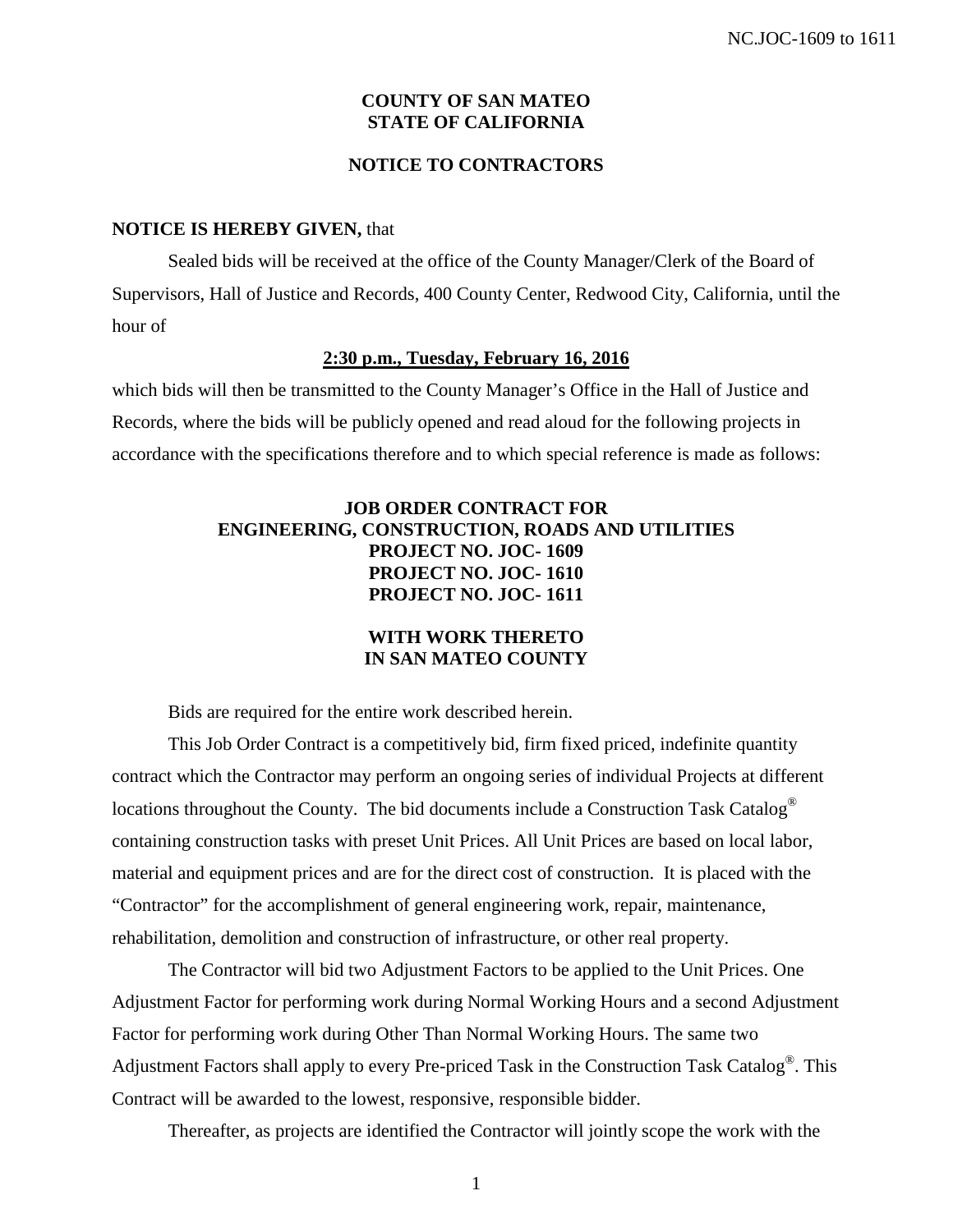# COUNTY OF SAN MATEO
# STATE OF CALIFORNIA

## NOTICE TO CONTRACTORS

**NOTICE IS HEREBY GIVEN,** that

Sealed bids will be received at the office of the County Manager/Clerk of the Board of Supervisors, Hall of Justice and Records, 400 County Center, Redwood City, California, until the hour of

**2:30 p.m., Tuesday, February 16, 2016**

which bids will then be transmitted to the County Manager's Office in the Hall of Justice and Records, where the bids will be publicly opened and read aloud for the following projects in accordance with the specifications therefore and to which special reference is made as follows:

**JOB ORDER CONTRACT FOR**
**ENGINEERING, CONSTRUCTION, ROADS AND UTILITIES**
**PROJECT NO. JOC- 1609**
**PROJECT NO. JOC- 1610**
**PROJECT NO. JOC- 1611**

**WITH WORK THERETO**
**IN SAN MATEO COUNTY**

Bids are required for the entire work described herein.

This Job Order Contract is a competitively bid, firm fixed priced, indefinite quantity contract which the Contractor may perform an ongoing series of individual Projects at different locations throughout the County. The bid documents include a Construction Task Catalog® containing construction tasks with preset Unit Prices. All Unit Prices are based on local labor, material and equipment prices and are for the direct cost of construction. It is placed with the "Contractor" for the accomplishment of general engineering work, repair, maintenance, rehabilitation, demolition and construction of infrastructure, or other real property.

The Contractor will bid two Adjustment Factors to be applied to the Unit Prices. One Adjustment Factor for performing work during Normal Working Hours and a second Adjustment Factor for performing work during Other Than Normal Working Hours. The same two Adjustment Factors shall apply to every Pre-priced Task in the Construction Task Catalog®. This Contract will be awarded to the lowest, responsive, responsible bidder.

Thereafter, as projects are identified the Contractor will jointly scope the work with the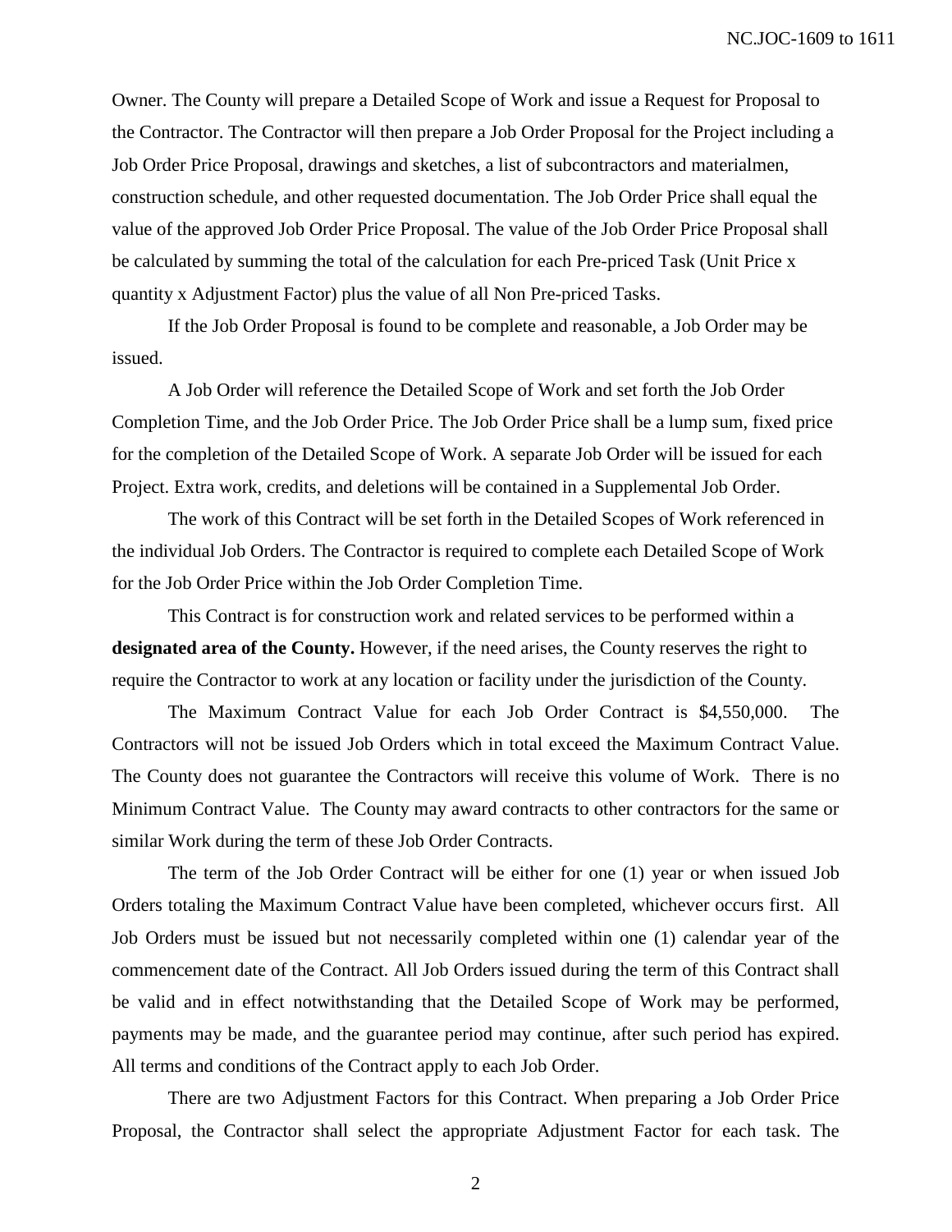Owner. The County will prepare a Detailed Scope of Work and issue a Request for Proposal to the Contractor. The Contractor will then prepare a Job Order Proposal for the Project including a Job Order Price Proposal, drawings and sketches, a list of subcontractors and materialmen, construction schedule, and other requested documentation. The Job Order Price shall equal the value of the approved Job Order Price Proposal. The value of the Job Order Price Proposal shall be calculated by summing the total of the calculation for each Pre-priced Task (Unit Price x quantity x Adjustment Factor) plus the value of all Non Pre-priced Tasks.

If the Job Order Proposal is found to be complete and reasonable, a Job Order may be issued.

A Job Order will reference the Detailed Scope of Work and set forth the Job Order Completion Time, and the Job Order Price. The Job Order Price shall be a lump sum, fixed price for the completion of the Detailed Scope of Work. A separate Job Order will be issued for each Project. Extra work, credits, and deletions will be contained in a Supplemental Job Order.

The work of this Contract will be set forth in the Detailed Scopes of Work referenced in the individual Job Orders. The Contractor is required to complete each Detailed Scope of Work for the Job Order Price within the Job Order Completion Time.

This Contract is for construction work and related services to be performed within a **designated area of the County.** However, if the need arises, the County reserves the right to require the Contractor to work at any location or facility under the jurisdiction of the County.

The Maximum Contract Value for each Job Order Contract is $4,550,000. The Contractors will not be issued Job Orders which in total exceed the Maximum Contract Value. The County does not guarantee the Contractors will receive this volume of Work. There is no Minimum Contract Value. The County may award contracts to other contractors for the same or similar Work during the term of these Job Order Contracts.

The term of the Job Order Contract will be either for one (1) year or when issued Job Orders totaling the Maximum Contract Value have been completed, whichever occurs first. All Job Orders must be issued but not necessarily completed within one (1) calendar year of the commencement date of the Contract. All Job Orders issued during the term of this Contract shall be valid and in effect notwithstanding that the Detailed Scope of Work may be performed, payments may be made, and the guarantee period may continue, after such period has expired. All terms and conditions of the Contract apply to each Job Order.

There are two Adjustment Factors for this Contract. When preparing a Job Order Price Proposal, the Contractor shall select the appropriate Adjustment Factor for each task. The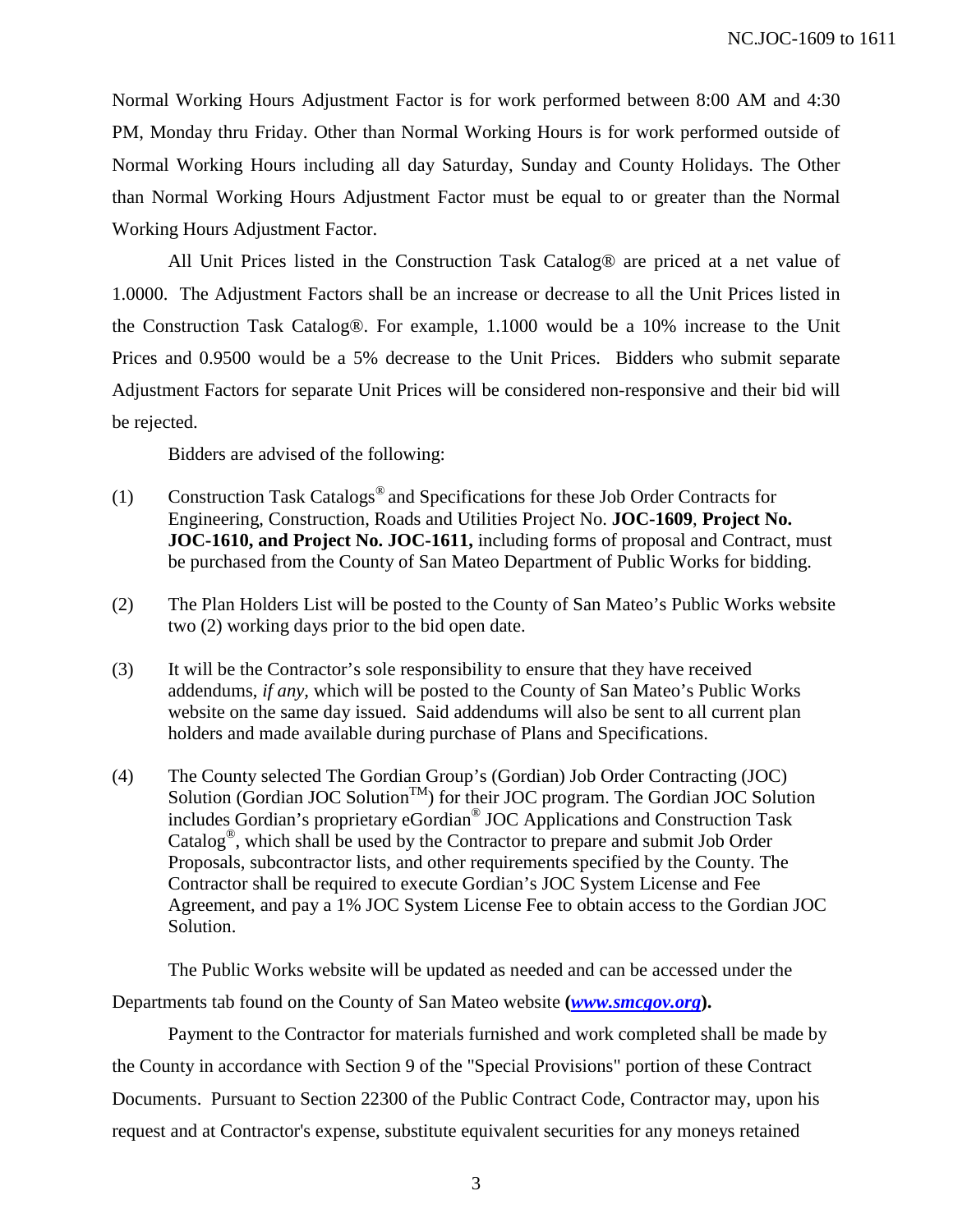Normal Working Hours Adjustment Factor is for work performed between 8:00 AM and 4:30 PM, Monday thru Friday. Other than Normal Working Hours is for work performed outside of Normal Working Hours including all day Saturday, Sunday and County Holidays. The Other than Normal Working Hours Adjustment Factor must be equal to or greater than the Normal Working Hours Adjustment Factor.

All Unit Prices listed in the Construction Task Catalog® are priced at a net value of 1.0000. The Adjustment Factors shall be an increase or decrease to all the Unit Prices listed in the Construction Task Catalog®. For example, 1.1000 would be a 10% increase to the Unit Prices and 0.9500 would be a 5% decrease to the Unit Prices. Bidders who submit separate Adjustment Factors for separate Unit Prices will be considered non-responsive and their bid will be rejected.

Bidders are advised of the following:

(1) Construction Task Catalogs® and Specifications for these Job Order Contracts for Engineering, Construction, Roads and Utilities Project No. **JOC-1609**, **Project No. JOC-1610, and Project No. JOC-1611,** including forms of proposal and Contract, must be purchased from the County of San Mateo Department of Public Works for bidding.

(2) The Plan Holders List will be posted to the County of San Mateo's Public Works website two (2) working days prior to the bid open date.

(3) It will be the Contractor's sole responsibility to ensure that they have received addendums, *if any*, which will be posted to the County of San Mateo's Public Works website on the same day issued. Said addendums will also be sent to all current plan holders and made available during purchase of Plans and Specifications.

(4) The County selected The Gordian Group's (Gordian) Job Order Contracting (JOC) Solution (Gordian JOC Solution™) for their JOC program. The Gordian JOC Solution includes Gordian's proprietary eGordian® JOC Applications and Construction Task Catalog®, which shall be used by the Contractor to prepare and submit Job Order Proposals, subcontractor lists, and other requirements specified by the County. The Contractor shall be required to execute Gordian's JOC System License and Fee Agreement, and pay a 1% JOC System License Fee to obtain access to the Gordian JOC Solution.

The Public Works website will be updated as needed and can be accessed under the Departments tab found on the County of San Mateo website **(*www.smcgov.org*).**

Payment to the Contractor for materials furnished and work completed shall be made by the County in accordance with Section 9 of the "Special Provisions" portion of these Contract Documents. Pursuant to Section 22300 of the Public Contract Code, Contractor may, upon his request and at Contractor's expense, substitute equivalent securities for any moneys retained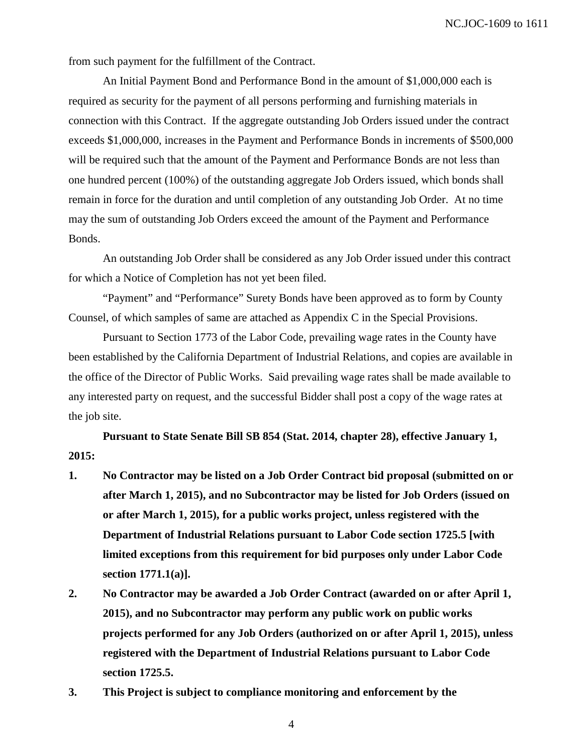from such payment for the fulfillment of the Contract.

An Initial Payment Bond and Performance Bond in the amount of $1,000,000 each is required as security for the payment of all persons performing and furnishing materials in connection with this Contract. If the aggregate outstanding Job Orders issued under the contract exceeds $1,000,000, increases in the Payment and Performance Bonds in increments of $500,000 will be required such that the amount of the Payment and Performance Bonds are not less than one hundred percent (100%) of the outstanding aggregate Job Orders issued, which bonds shall remain in force for the duration and until completion of any outstanding Job Order. At no time may the sum of outstanding Job Orders exceed the amount of the Payment and Performance Bonds.

An outstanding Job Order shall be considered as any Job Order issued under this contract for which a Notice of Completion has not yet been filed.

"Payment" and "Performance" Surety Bonds have been approved as to form by County Counsel, of which samples of same are attached as Appendix C in the Special Provisions.

Pursuant to Section 1773 of the Labor Code, prevailing wage rates in the County have been established by the California Department of Industrial Relations, and copies are available in the office of the Director of Public Works. Said prevailing wage rates shall be made available to any interested party on request, and the successful Bidder shall post a copy of the wage rates at the job site.

**Pursuant to State Senate Bill SB 854 (Stat. 2014, chapter 28), effective January 1, 2015:**

1. **No Contractor may be listed on a Job Order Contract bid proposal (submitted on or after March 1, 2015), and no Subcontractor may be listed for Job Orders (issued on or after March 1, 2015), for a public works project, unless registered with the Department of Industrial Relations pursuant to Labor Code section 1725.5 [with limited exceptions from this requirement for bid purposes only under Labor Code section 1771.1(a)].**
2. **No Contractor may be awarded a Job Order Contract (awarded on or after April 1, 2015), and no Subcontractor may perform any public work on public works projects performed for any Job Orders (authorized on or after April 1, 2015), unless registered with the Department of Industrial Relations pursuant to Labor Code section 1725.5.**
3. **This Project is subject to compliance monitoring and enforcement by the**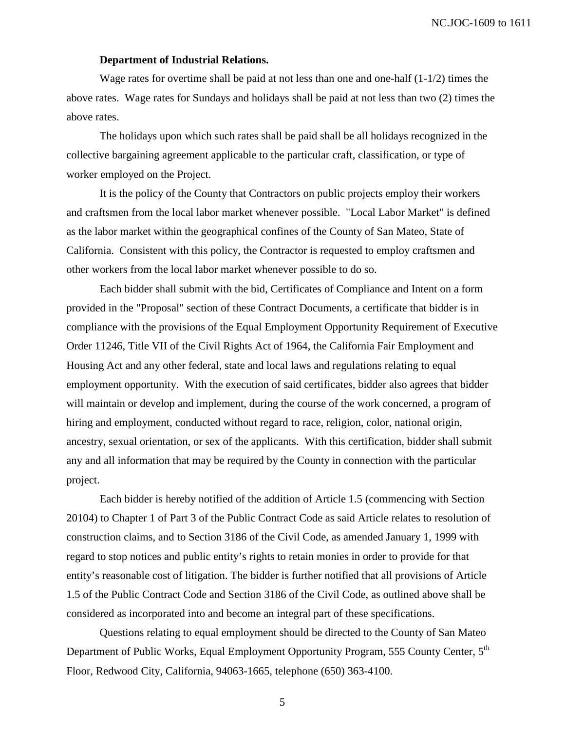**Department of Industrial Relations.**

Wage rates for overtime shall be paid at not less than one and one-half (1-1/2) times the above rates. Wage rates for Sundays and holidays shall be paid at not less than two (2) times the above rates.

The holidays upon which such rates shall be paid shall be all holidays recognized in the collective bargaining agreement applicable to the particular craft, classification, or type of worker employed on the Project.

It is the policy of the County that Contractors on public projects employ their workers and craftsmen from the local labor market whenever possible. "Local Labor Market" is defined as the labor market within the geographical confines of the County of San Mateo, State of California. Consistent with this policy, the Contractor is requested to employ craftsmen and other workers from the local labor market whenever possible to do so.

Each bidder shall submit with the bid, Certificates of Compliance and Intent on a form provided in the "Proposal" section of these Contract Documents, a certificate that bidder is in compliance with the provisions of the Equal Employment Opportunity Requirement of Executive Order 11246, Title VII of the Civil Rights Act of 1964, the California Fair Employment and Housing Act and any other federal, state and local laws and regulations relating to equal employment opportunity. With the execution of said certificates, bidder also agrees that bidder will maintain or develop and implement, during the course of the work concerned, a program of hiring and employment, conducted without regard to race, religion, color, national origin, ancestry, sexual orientation, or sex of the applicants. With this certification, bidder shall submit any and all information that may be required by the County in connection with the particular project.

Each bidder is hereby notified of the addition of Article 1.5 (commencing with Section 20104) to Chapter 1 of Part 3 of the Public Contract Code as said Article relates to resolution of construction claims, and to Section 3186 of the Civil Code, as amended January 1, 1999 with regard to stop notices and public entity's rights to retain monies in order to provide for that entity's reasonable cost of litigation. The bidder is further notified that all provisions of Article 1.5 of the Public Contract Code and Section 3186 of the Civil Code, as outlined above shall be considered as incorporated into and become an integral part of these specifications.

Questions relating to equal employment should be directed to the County of San Mateo Department of Public Works, Equal Employment Opportunity Program, 555 County Center, 5th Floor, Redwood City, California, 94063-1665, telephone (650) 363-4100.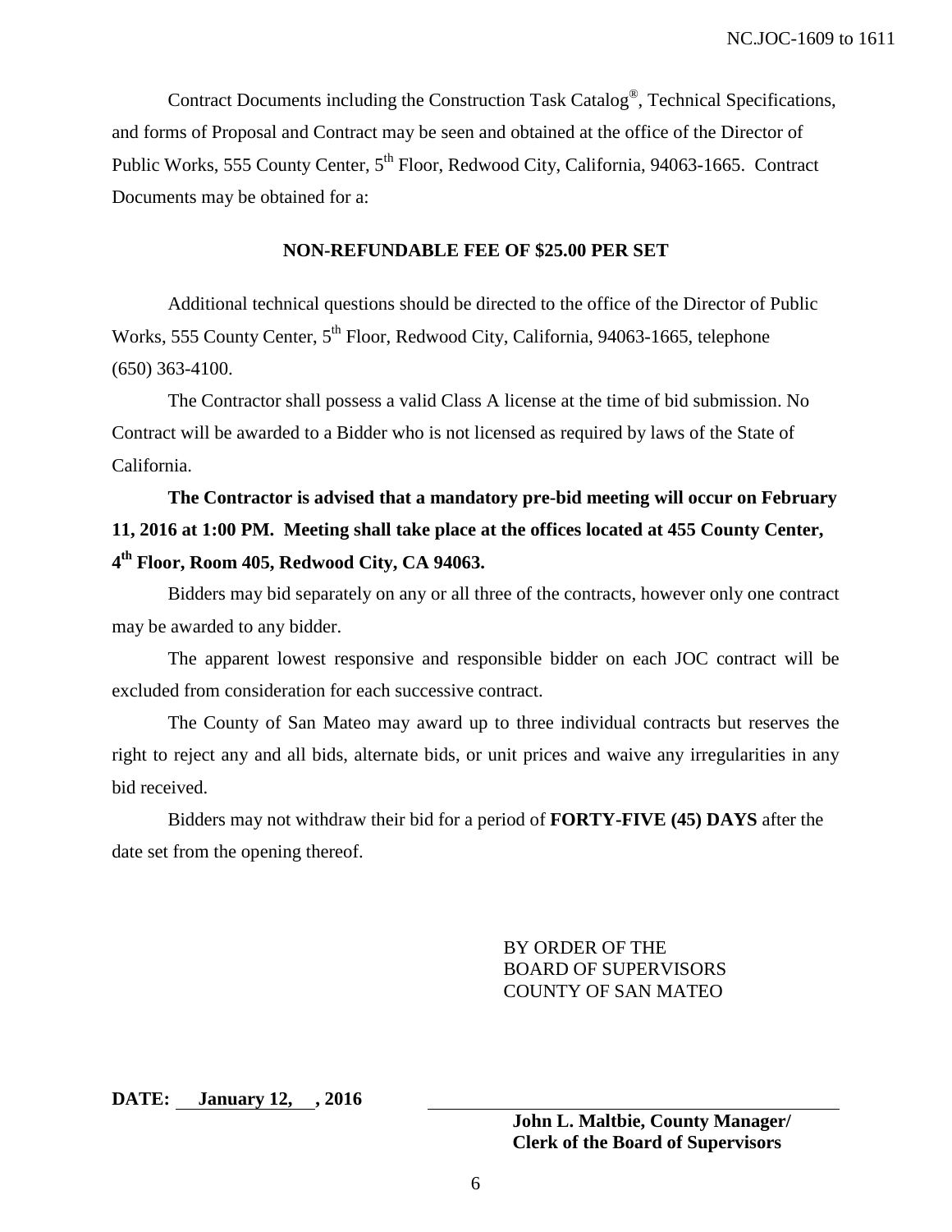Contract Documents including the Construction Task Catalog®, Technical Specifications, and forms of Proposal and Contract may be seen and obtained at the office of the Director of Public Works, 555 County Center, 5th Floor, Redwood City, California, 94063-1665. Contract Documents may be obtained for a:

**NON-REFUNDABLE FEE OF $25.00 PER SET**

Additional technical questions should be directed to the office of the Director of Public Works, 555 County Center, 5th Floor, Redwood City, California, 94063-1665, telephone (650) 363-4100.

The Contractor shall possess a valid Class A license at the time of bid submission. No Contract will be awarded to a Bidder who is not licensed as required by laws of the State of California.

**The Contractor is advised that a mandatory pre-bid meeting will occur on February 11, 2016 at 1:00 PM. Meeting shall take place at the offices located at 455 County Center, 4th Floor, Room 405, Redwood City, CA 94063.**

Bidders may bid separately on any or all three of the contracts, however only one contract may be awarded to any bidder.

The apparent lowest responsive and responsible bidder on each JOC contract will be excluded from consideration for each successive contract.

The County of San Mateo may award up to three individual contracts but reserves the right to reject any and all bids, alternate bids, or unit prices and waive any irregularities in any bid received.

Bidders may not withdraw their bid for a period of **FORTY-FIVE (45) DAYS** after the date set from the opening thereof.

BY ORDER OF THE
BOARD OF SUPERVISORS
COUNTY OF SAN MATEO

**DATE: January 12, , 2016**

\_\_\_\_\_\_\_\_\_\_\_\_\_\_\_\_\_\_\_\_\_\_\_\_\_\_\_\_\_\_\_\_\_\_\_\_

**John L. Maltbie, County Manager/**
**Clerk of the Board of Supervisors**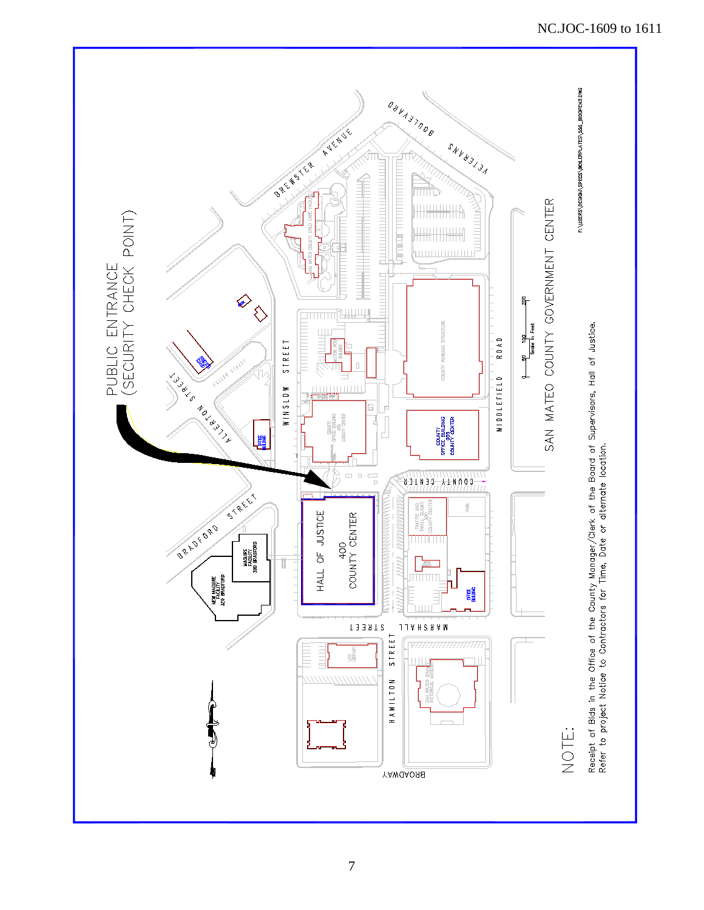PUBLIC ENTRANCE
(SECURITY CHECK POINT)

HALL OF JUSTICE
400
COUNTY CENTER

SAN MATEO COUNTY GOVERNMENT CENTER

BREWSTER AVENUE

VETERANS BOULEVARD

WINSLOW STREET

MIDDLEFIELD ROAD

ALLERTON STREET

BRADFORD STREET

FULLER STREET

COUNTY CENTER

MARSHALL STREET

HAMILTON STREET

BROADWAY

COUNTY PARKING STRUCTURE

COUNTY OFFICE BUILDING 555 COUNTY CENTER

COUNTY OFFICE BUILDING 455 COUNTY CENTER

TRAFFIC AND SMALL CLAIMS 500 COUNTY CENTER

SAN MATEO COUNTY CHILD CARE FACILITY

MOTOR POOL BUILDING

MAGUIRE FACILITY 300 BRADFORD

NEW MAGUIRE FACILITY 320 BRADFORD

OFFICE BUILDING

LAW LIBRARY

SAN MATEO COUNTY HISTORICAL MUSEUM

PARK

0 50 100 200
Scale in Feet

F:\USERS\DESIGN\SPECS\BOILERPLATES\555_BIDOPEN3.DWG

NOTE:

Receipt of Bids in the Office of the County Manager/Clerk of the Board of Supervisors, Hall of Justice.
Refer to project Notice to Contractors for Time, Date or alternate location.